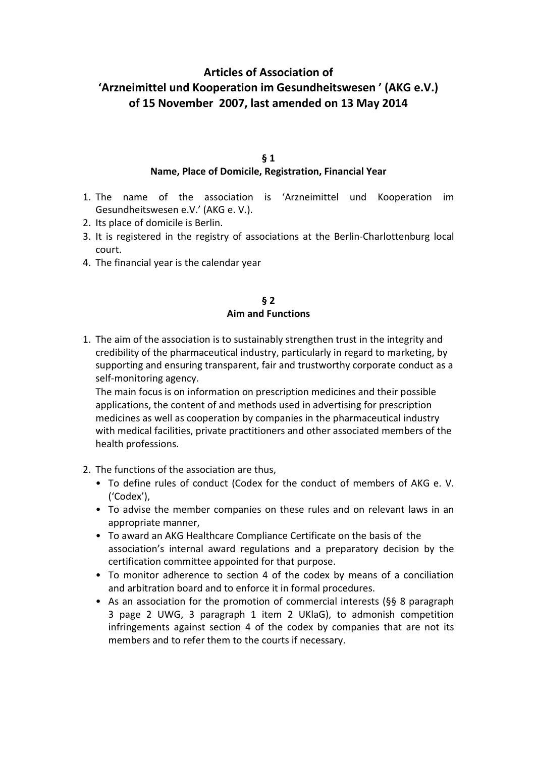# Articles of Association of 'Arzneimittel und Kooperation im Gesundheitswesen ' (AKG e.V.) of 15 November 2007, last amended on 13 May 2014

## § 1
## Name, Place of Domicile, Registration, Financial Year

1. The name of the association is 'Arzneimittel und Kooperation im Gesundheitswesen e.V.' (AKG e. V.).
2. Its place of domicile is Berlin.
3. It is registered in the registry of associations at the Berlin-Charlottenburg local court.
4. The financial year is the calendar year

## § 2
## Aim and Functions

1. The aim of the association is to sustainably strengthen trust in the integrity and credibility of the pharmaceutical industry, particularly in regard to marketing, by supporting and ensuring transparent, fair and trustworthy corporate conduct as a self-monitoring agency.

   The main focus is on information on prescription medicines and their possible applications, the content of and methods used in advertising for prescription medicines as well as cooperation by companies in the pharmaceutical industry with medical facilities, private practitioners and other associated members of the health professions.

2. The functions of the association are thus,
   - To define rules of conduct (Codex for the conduct of members of AKG e. V. ('Codex'),
   - To advise the member companies on these rules and on relevant laws in an appropriate manner,
   - To award an AKG Healthcare Compliance Certificate on the basis of the association's internal award regulations and a preparatory decision by the certification committee appointed for that purpose.
   - To monitor adherence to section 4 of the codex by means of a conciliation and arbitration board and to enforce it in formal procedures.
   - As an association for the promotion of commercial interests (§§ 8 paragraph 3 page 2 UWG, 3 paragraph 1 item 2 UKlaG), to admonish competition infringements against section 4 of the codex by companies that are not its members and to refer them to the courts if necessary.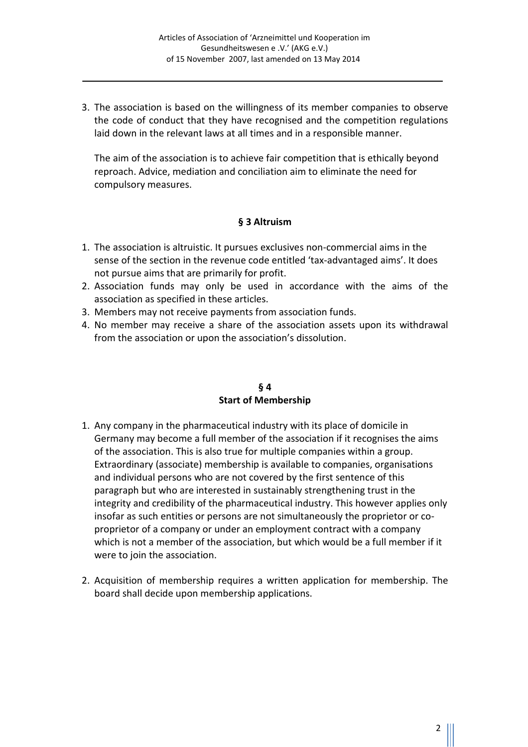3. The association is based on the willingness of its member companies to observe the code of conduct that they have recognised and the competition regulations laid down in the relevant laws at all times and in a responsible manner.

   The aim of the association is to achieve fair competition that is ethically beyond reproach. Advice, mediation and conciliation aim to eliminate the need for compulsory measures.

## § 3 Altruism

1. The association is altruistic. It pursues exclusives non-commercial aims in the sense of the section in the revenue code entitled 'tax-advantaged aims'. It does not pursue aims that are primarily for profit.
2. Association funds may only be used in accordance with the aims of the association as specified in these articles.
3. Members may not receive payments from association funds.
4. No member may receive a share of the association assets upon its withdrawal from the association or upon the association's dissolution.

## § 4
## Start of Membership

1. Any company in the pharmaceutical industry with its place of domicile in Germany may become a full member of the association if it recognises the aims of the association. This is also true for multiple companies within a group. Extraordinary (associate) membership is available to companies, organisations and individual persons who are not covered by the first sentence of this paragraph but who are interested in sustainably strengthening trust in the integrity and credibility of the pharmaceutical industry. This however applies only insofar as such entities or persons are not simultaneously the proprietor or co-proprietor of a company or under an employment contract with a company which is not a member of the association, but which would be a full member if it were to join the association.

2. Acquisition of membership requires a written application for membership. The board shall decide upon membership applications.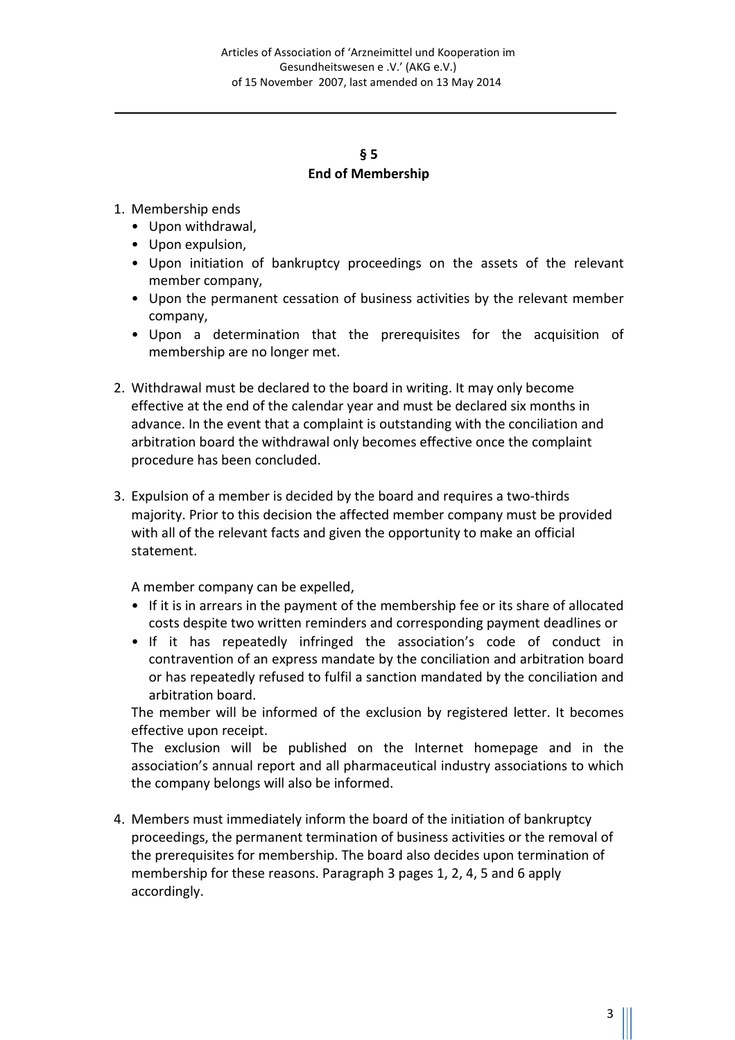## § 5
## End of Membership

1. Membership ends
   - Upon withdrawal,
   - Upon expulsion,
   - Upon initiation of bankruptcy proceedings on the assets of the relevant member company,
   - Upon the permanent cessation of business activities by the relevant member company,
   - Upon a determination that the prerequisites for the acquisition of membership are no longer met.

2. Withdrawal must be declared to the board in writing. It may only become effective at the end of the calendar year and must be declared six months in advance. In the event that a complaint is outstanding with the conciliation and arbitration board the withdrawal only becomes effective once the complaint procedure has been concluded.

3. Expulsion of a member is decided by the board and requires a two-thirds majority. Prior to this decision the affected member company must be provided with all of the relevant facts and given the opportunity to make an official statement.

   A member company can be expelled,
   - If it is in arrears in the payment of the membership fee or its share of allocated costs despite two written reminders and corresponding payment deadlines or
   - If it has repeatedly infringed the association's code of conduct in contravention of an express mandate by the conciliation and arbitration board or has repeatedly refused to fulfil a sanction mandated by the conciliation and arbitration board.

   The member will be informed of the exclusion by registered letter. It becomes effective upon receipt.

   The exclusion will be published on the Internet homepage and in the association's annual report and all pharmaceutical industry associations to which the company belongs will also be informed.

4. Members must immediately inform the board of the initiation of bankruptcy proceedings, the permanent termination of business activities or the removal of the prerequisites for membership. The board also decides upon termination of membership for these reasons. Paragraph 3 pages 1, 2, 4, 5 and 6 apply accordingly.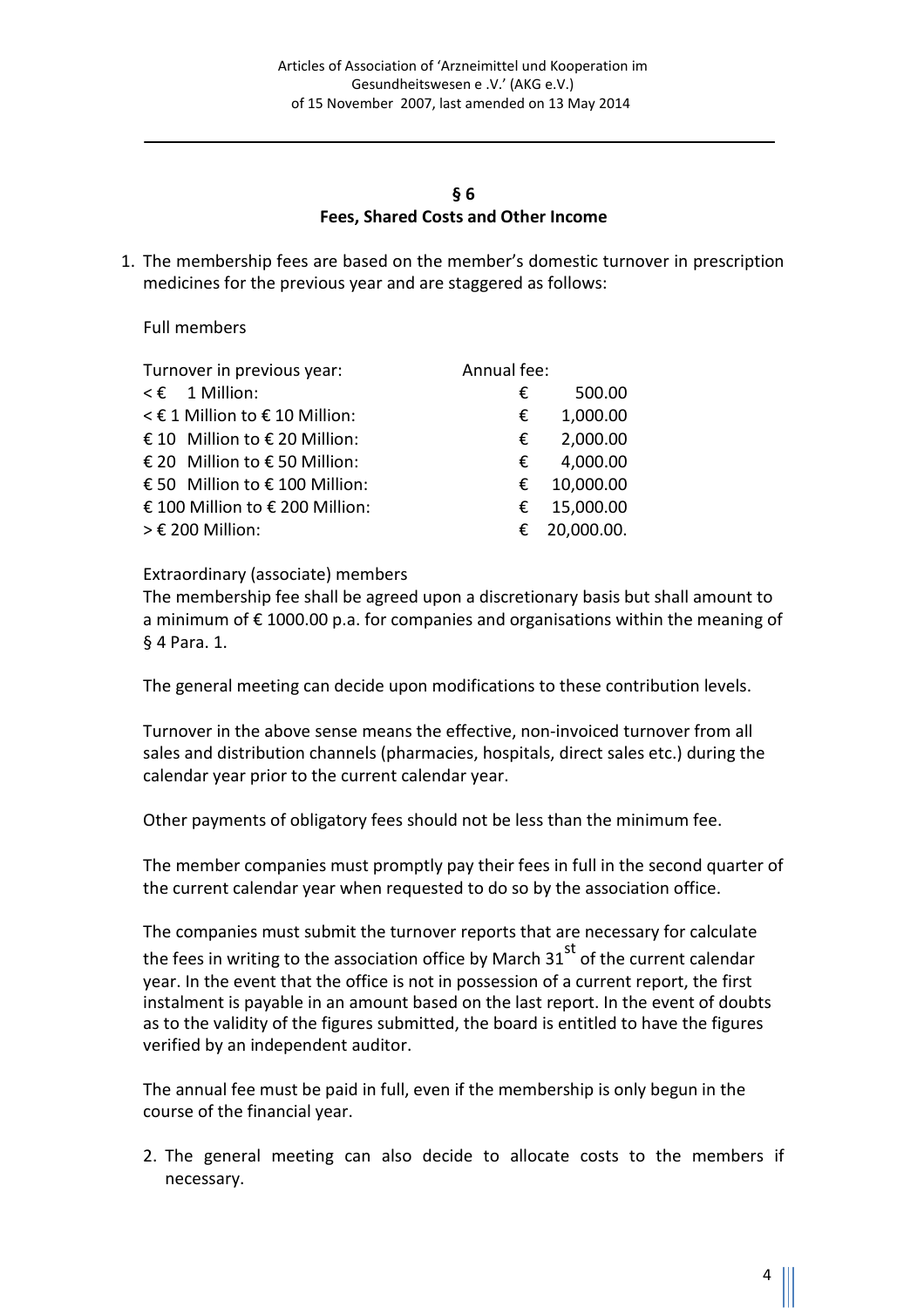## § 6
## Fees, Shared Costs and Other Income

1. The membership fees are based on the member's domestic turnover in prescription medicines for the previous year and are staggered as follows:

   Full members

   | Turnover in previous year: | Annual fee: |
   |---|---|
   | < € 1 Million: | € 500.00 |
   | < € 1 Million to € 10 Million: | € 1,000.00 |
   | € 10 Million to € 20 Million: | € 2,000.00 |
   | € 20 Million to € 50 Million: | € 4,000.00 |
   | € 50 Million to € 100 Million: | € 10,000.00 |
   | € 100 Million to € 200 Million: | € 15,000.00 |
   | > € 200 Million: | € 20,000.00. |

   Extraordinary (associate) members
   The membership fee shall be agreed upon a discretionary basis but shall amount to a minimum of € 1000.00 p.a. for companies and organisations within the meaning of § 4 Para. 1.

   The general meeting can decide upon modifications to these contribution levels.

   Turnover in the above sense means the effective, non-invoiced turnover from all sales and distribution channels (pharmacies, hospitals, direct sales etc.) during the calendar year prior to the current calendar year.

   Other payments of obligatory fees should not be less than the minimum fee.

   The member companies must promptly pay their fees in full in the second quarter of the current calendar year when requested to do so by the association office.

   The companies must submit the turnover reports that are necessary for calculate the fees in writing to the association office by March 31st of the current calendar year. In the event that the office is not in possession of a current report, the first instalment is payable in an amount based on the last report. In the event of doubts as to the validity of the figures submitted, the board is entitled to have the figures verified by an independent auditor.

   The annual fee must be paid in full, even if the membership is only begun in the course of the financial year.

2. The general meeting can also decide to allocate costs to the members if necessary.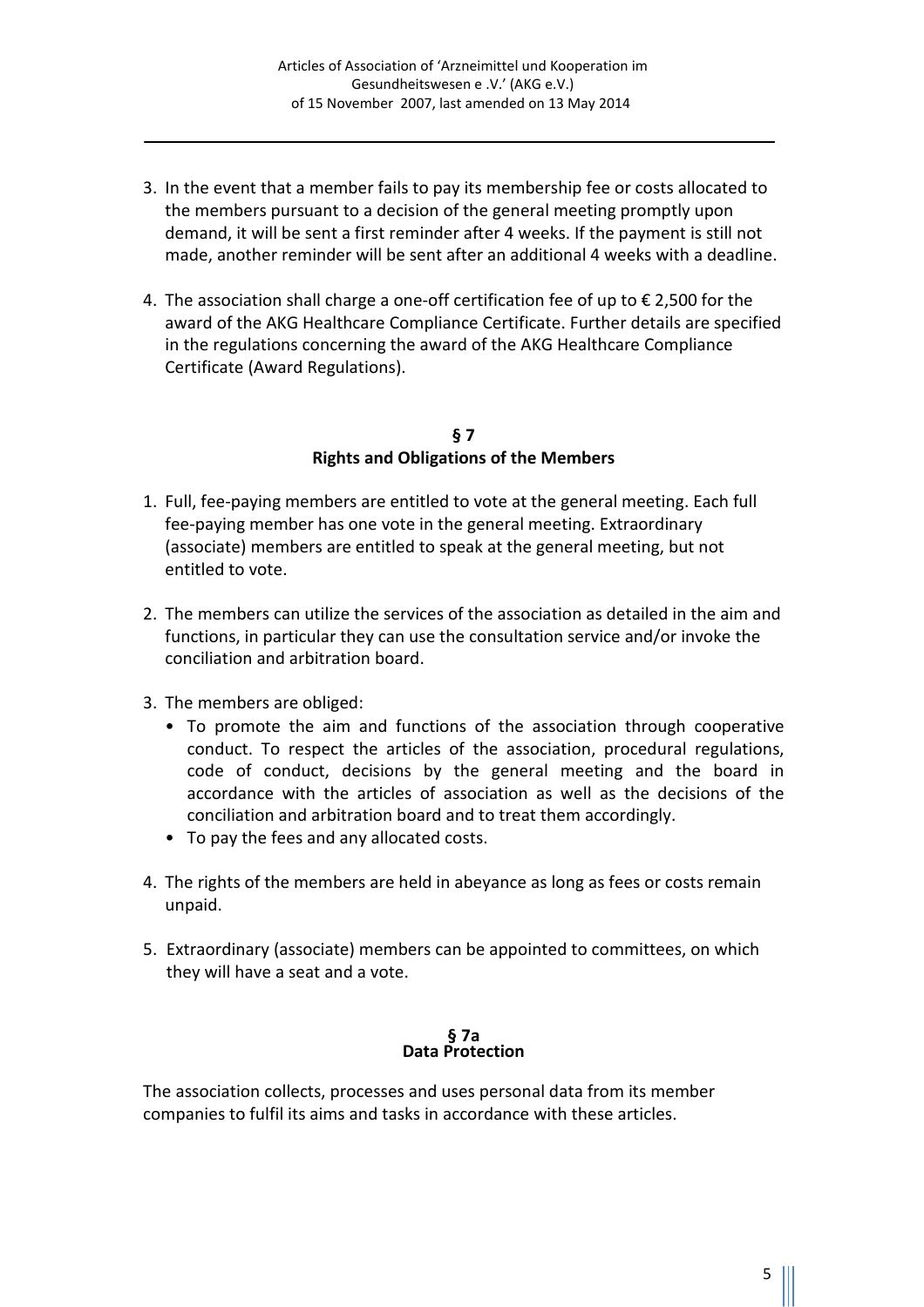3. In the event that a member fails to pay its membership fee or costs allocated to the members pursuant to a decision of the general meeting promptly upon demand, it will be sent a first reminder after 4 weeks. If the payment is still not made, another reminder will be sent after an additional 4 weeks with a deadline.

4. The association shall charge a one-off certification fee of up to € 2,500 for the award of the AKG Healthcare Compliance Certificate. Further details are specified in the regulations concerning the award of the AKG Healthcare Compliance Certificate (Award Regulations).

## § 7
## Rights and Obligations of the Members

1. Full, fee-paying members are entitled to vote at the general meeting. Each full fee-paying member has one vote in the general meeting. Extraordinary (associate) members are entitled to speak at the general meeting, but not entitled to vote.

2. The members can utilize the services of the association as detailed in the aim and functions, in particular they can use the consultation service and/or invoke the conciliation and arbitration board.

3. The members are obliged:
   - To promote the aim and functions of the association through cooperative conduct. To respect the articles of the association, procedural regulations, code of conduct, decisions by the general meeting and the board in accordance with the articles of association as well as the decisions of the conciliation and arbitration board and to treat them accordingly.
   - To pay the fees and any allocated costs.

4. The rights of the members are held in abeyance as long as fees or costs remain unpaid.

5. Extraordinary (associate) members can be appointed to committees, on which they will have a seat and a vote.

## § 7a
## Data Protection

The association collects, processes and uses personal data from its member companies to fulfil its aims and tasks in accordance with these articles.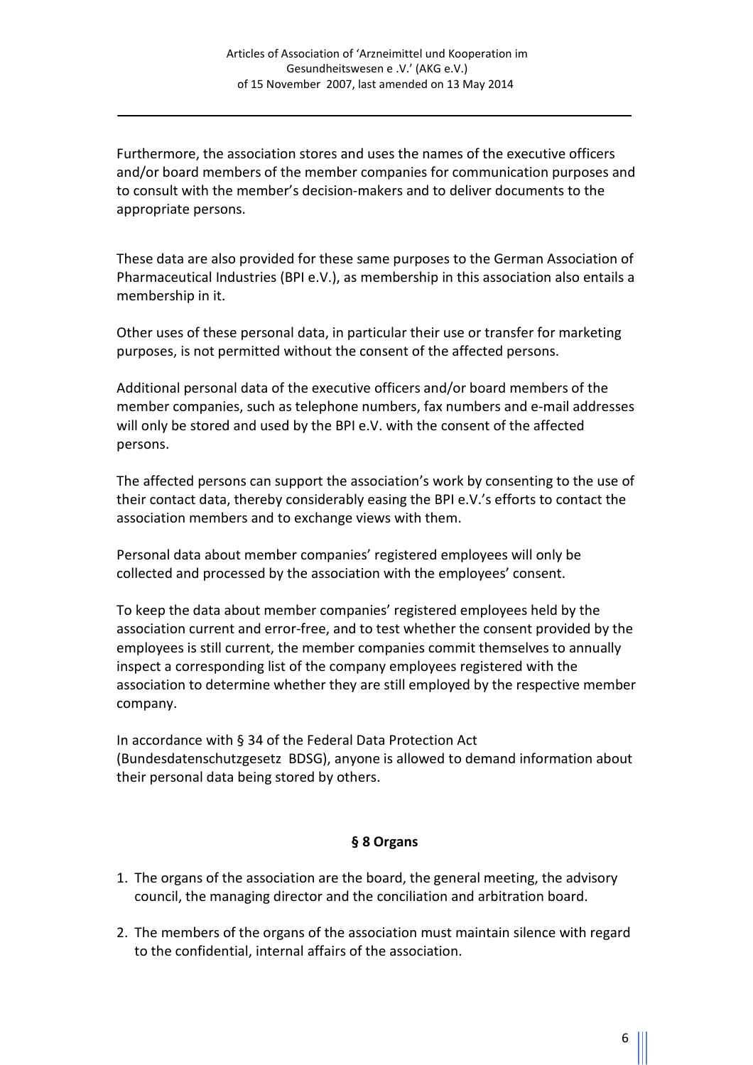Furthermore, the association stores and uses the names of the executive officers and/or board members of the member companies for communication purposes and to consult with the member's decision-makers and to deliver documents to the appropriate persons.

These data are also provided for these same purposes to the German Association of Pharmaceutical Industries (BPI e.V.), as membership in this association also entails a membership in it.

Other uses of these personal data, in particular their use or transfer for marketing purposes, is not permitted without the consent of the affected persons.

Additional personal data of the executive officers and/or board members of the member companies, such as telephone numbers, fax numbers and e-mail addresses will only be stored and used by the BPI e.V. with the consent of the affected persons.

The affected persons can support the association's work by consenting to the use of their contact data, thereby considerably easing the BPI e.V.'s efforts to contact the association members and to exchange views with them.

Personal data about member companies' registered employees will only be collected and processed by the association with the employees' consent.

To keep the data about member companies' registered employees held by the association current and error-free, and to test whether the consent provided by the employees is still current, the member companies commit themselves to annually inspect a corresponding list of the company employees registered with the association to determine whether they are still employed by the respective member company.

In accordance with § 34 of the Federal Data Protection Act (Bundesdatenschutzgesetz BDSG), anyone is allowed to demand information about their personal data being stored by others.

## § 8 Organs

1. The organs of the association are the board, the general meeting, the advisory council, the managing director and the conciliation and arbitration board.
2. The members of the organs of the association must maintain silence with regard to the confidential, internal affairs of the association.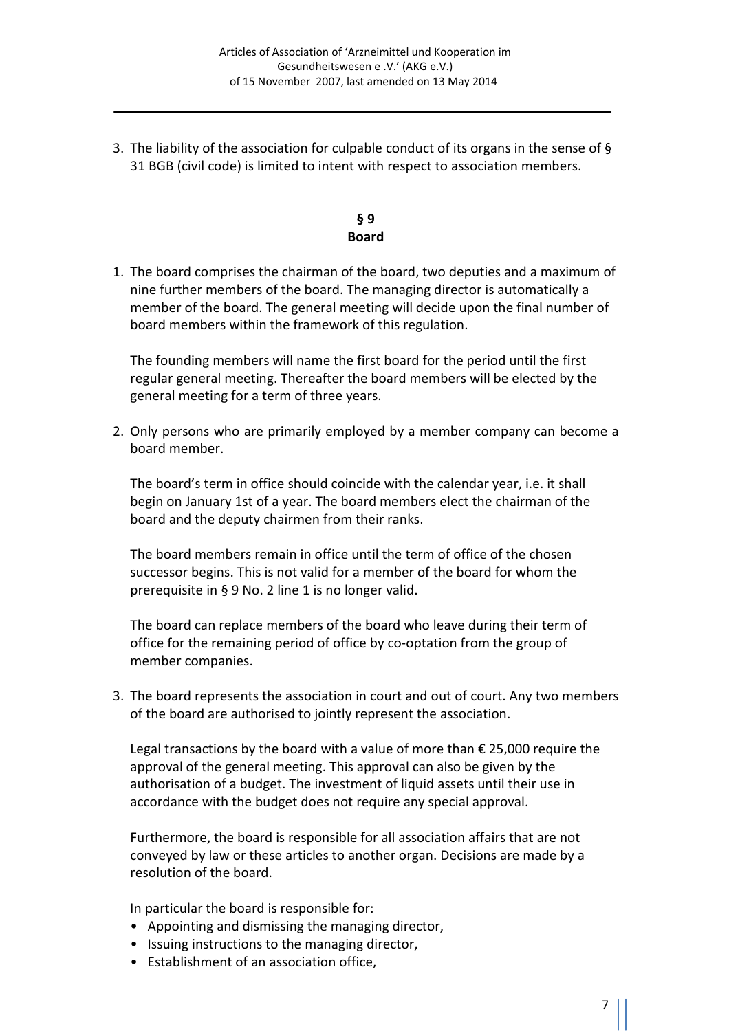3. The liability of the association for culpable conduct of its organs in the sense of § 31 BGB (civil code) is limited to intent with respect to association members.

## § 9
## Board

1. The board comprises the chairman of the board, two deputies and a maximum of nine further members of the board. The managing director is automatically a member of the board. The general meeting will decide upon the final number of board members within the framework of this regulation.

   The founding members will name the first board for the period until the first regular general meeting. Thereafter the board members will be elected by the general meeting for a term of three years.

2. Only persons who are primarily employed by a member company can become a board member.

   The board's term in office should coincide with the calendar year, i.e. it shall begin on January 1st of a year. The board members elect the chairman of the board and the deputy chairmen from their ranks.

   The board members remain in office until the term of office of the chosen successor begins. This is not valid for a member of the board for whom the prerequisite in § 9 No. 2 line 1 is no longer valid.

   The board can replace members of the board who leave during their term of office for the remaining period of office by co-optation from the group of member companies.

3. The board represents the association in court and out of court. Any two members of the board are authorised to jointly represent the association.

   Legal transactions by the board with a value of more than € 25,000 require the approval of the general meeting. This approval can also be given by the authorisation of a budget. The investment of liquid assets until their use in accordance with the budget does not require any special approval.

   Furthermore, the board is responsible for all association affairs that are not conveyed by law or these articles to another organ. Decisions are made by a resolution of the board.

   In particular the board is responsible for:
   - Appointing and dismissing the managing director,
   - Issuing instructions to the managing director,
   - Establishment of an association office,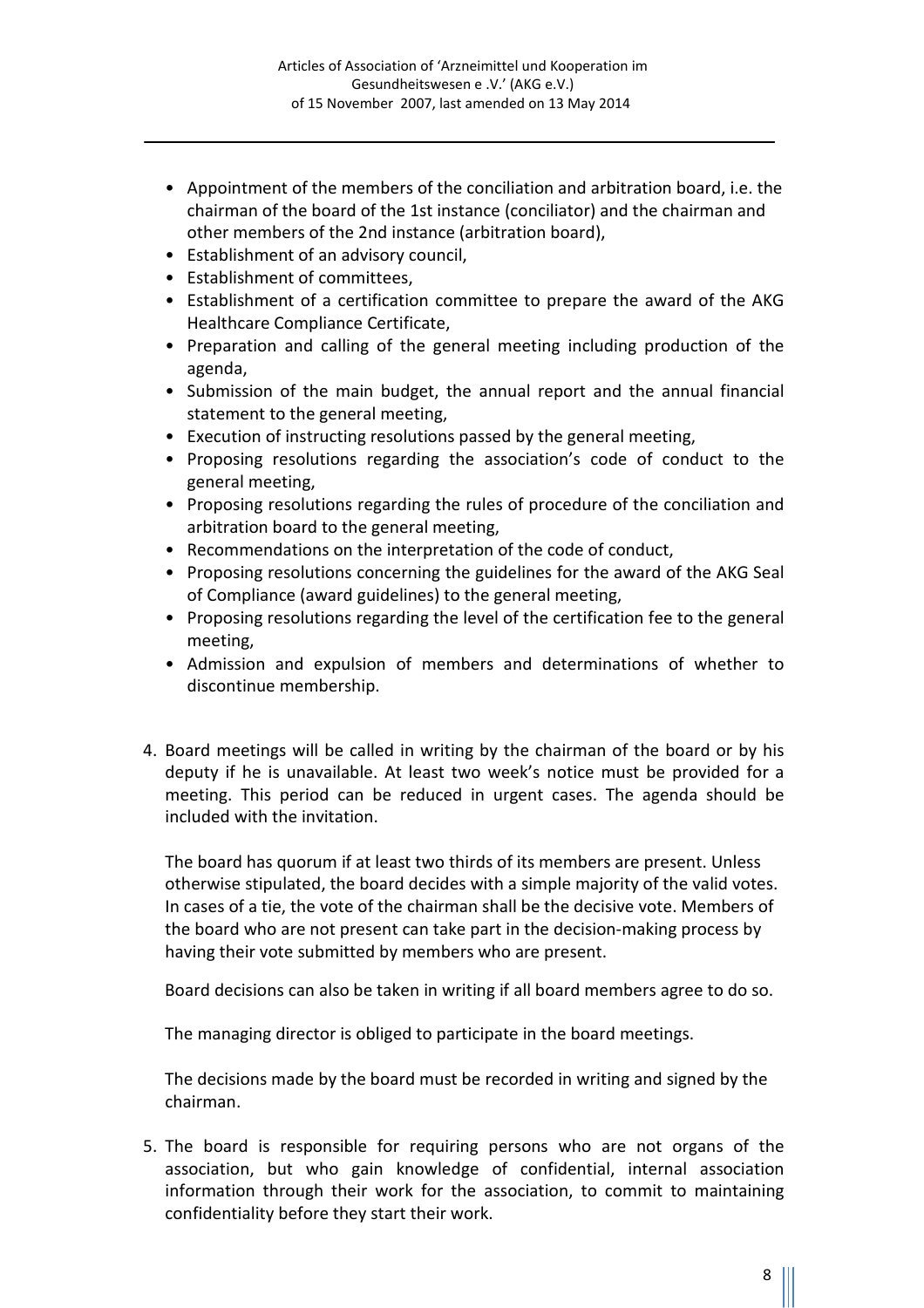- Appointment of the members of the conciliation and arbitration board, i.e. the chairman of the board of the 1st instance (conciliator) and the chairman and other members of the 2nd instance (arbitration board),
- Establishment of an advisory council,
- Establishment of committees,
- Establishment of a certification committee to prepare the award of the AKG Healthcare Compliance Certificate,
- Preparation and calling of the general meeting including production of the agenda,
- Submission of the main budget, the annual report and the annual financial statement to the general meeting,
- Execution of instructing resolutions passed by the general meeting,
- Proposing resolutions regarding the association's code of conduct to the general meeting,
- Proposing resolutions regarding the rules of procedure of the conciliation and arbitration board to the general meeting,
- Recommendations on the interpretation of the code of conduct,
- Proposing resolutions concerning the guidelines for the award of the AKG Seal of Compliance (award guidelines) to the general meeting,
- Proposing resolutions regarding the level of the certification fee to the general meeting,
- Admission and expulsion of members and determinations of whether to discontinue membership.

4. Board meetings will be called in writing by the chairman of the board or by his deputy if he is unavailable. At least two week's notice must be provided for a meeting. This period can be reduced in urgent cases. The agenda should be included with the invitation.

   The board has quorum if at least two thirds of its members are present. Unless otherwise stipulated, the board decides with a simple majority of the valid votes. In cases of a tie, the vote of the chairman shall be the decisive vote. Members of the board who are not present can take part in the decision-making process by having their vote submitted by members who are present.

   Board decisions can also be taken in writing if all board members agree to do so.

   The managing director is obliged to participate in the board meetings.

   The decisions made by the board must be recorded in writing and signed by the chairman.

5. The board is responsible for requiring persons who are not organs of the association, but who gain knowledge of confidential, internal association information through their work for the association, to commit to maintaining confidentiality before they start their work.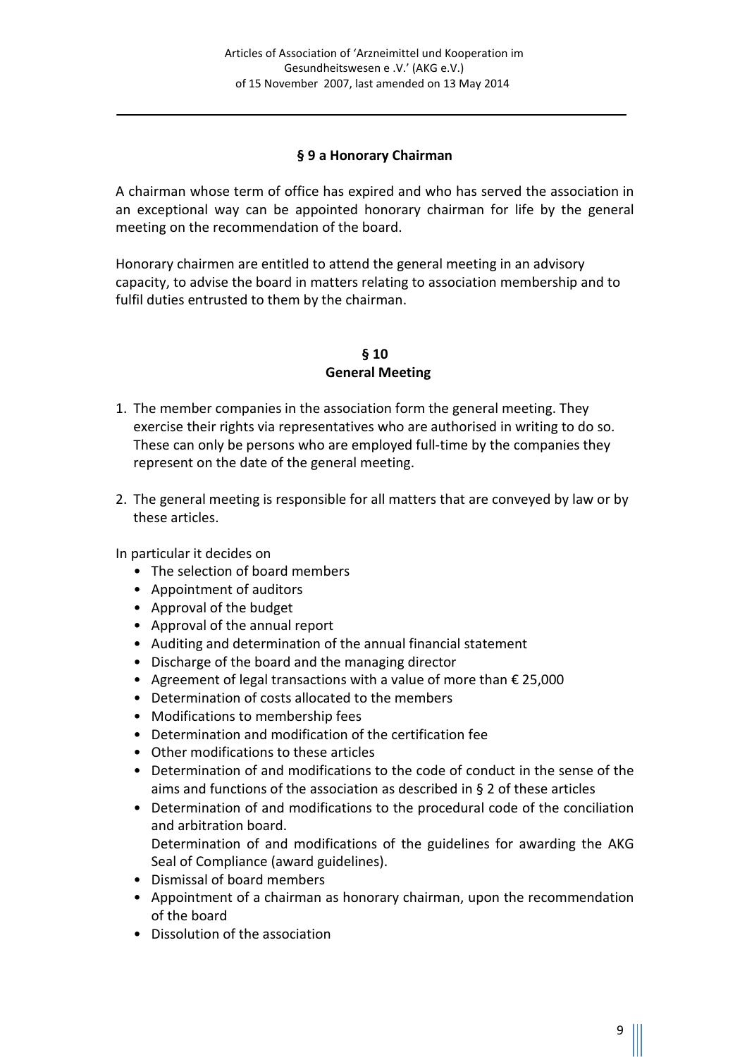## § 9 a Honorary Chairman

A chairman whose term of office has expired and who has served the association in an exceptional way can be appointed honorary chairman for life by the general meeting on the recommendation of the board.

Honorary chairmen are entitled to attend the general meeting in an advisory capacity, to advise the board in matters relating to association membership and to fulfil duties entrusted to them by the chairman.

## § 10
## General Meeting

1. The member companies in the association form the general meeting. They exercise their rights via representatives who are authorised in writing to do so. These can only be persons who are employed full-time by the companies they represent on the date of the general meeting.

2. The general meeting is responsible for all matters that are conveyed by law or by these articles.

In particular it decides on

- The selection of board members
- Appointment of auditors
- Approval of the budget
- Approval of the annual report
- Auditing and determination of the annual financial statement
- Discharge of the board and the managing director
- Agreement of legal transactions with a value of more than € 25,000
- Determination of costs allocated to the members
- Modifications to membership fees
- Determination and modification of the certification fee
- Other modifications to these articles
- Determination of and modifications to the code of conduct in the sense of the aims and functions of the association as described in § 2 of these articles
- Determination of and modifications to the procedural code of the conciliation and arbitration board.
  Determination of and modifications of the guidelines for awarding the AKG Seal of Compliance (award guidelines).
- Dismissal of board members
- Appointment of a chairman as honorary chairman, upon the recommendation of the board
- Dissolution of the association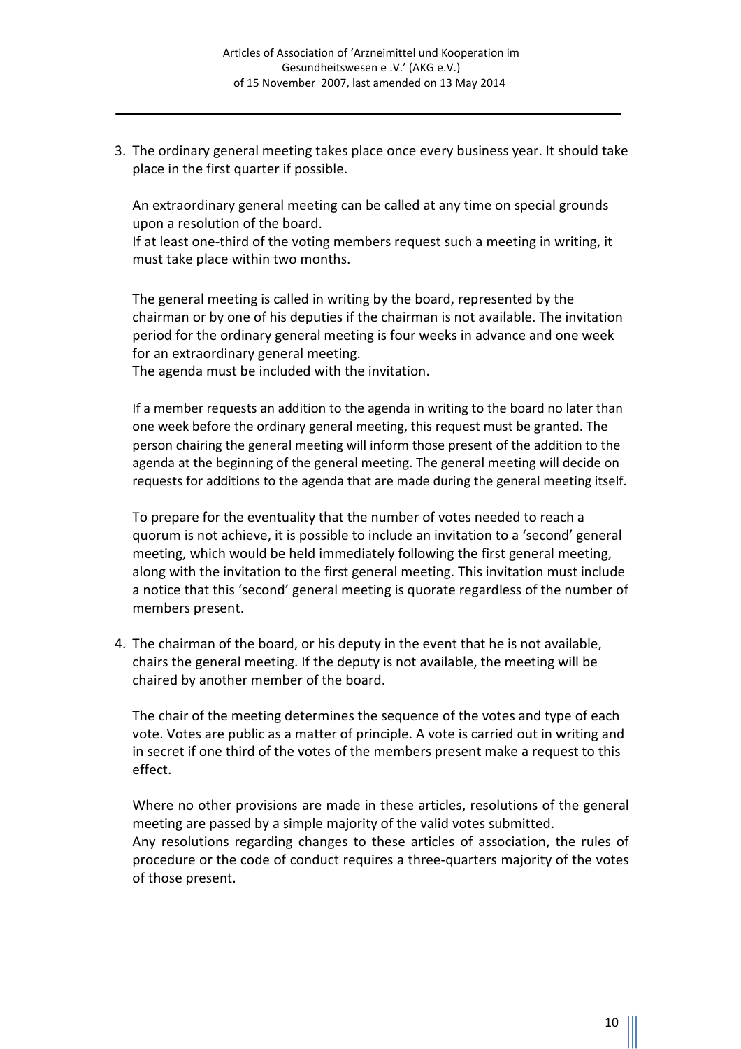3. The ordinary general meeting takes place once every business year. It should take place in the first quarter if possible.

   An extraordinary general meeting can be called at any time on special grounds upon a resolution of the board.
   If at least one-third of the voting members request such a meeting in writing, it must take place within two months.

   The general meeting is called in writing by the board, represented by the chairman or by one of his deputies if the chairman is not available. The invitation period for the ordinary general meeting is four weeks in advance and one week for an extraordinary general meeting.
   The agenda must be included with the invitation.

   If a member requests an addition to the agenda in writing to the board no later than one week before the ordinary general meeting, this request must be granted. The person chairing the general meeting will inform those present of the addition to the agenda at the beginning of the general meeting. The general meeting will decide on requests for additions to the agenda that are made during the general meeting itself.

   To prepare for the eventuality that the number of votes needed to reach a quorum is not achieve, it is possible to include an invitation to a 'second' general meeting, which would be held immediately following the first general meeting, along with the invitation to the first general meeting. This invitation must include a notice that this 'second' general meeting is quorate regardless of the number of members present.

4. The chairman of the board, or his deputy in the event that he is not available, chairs the general meeting. If the deputy is not available, the meeting will be chaired by another member of the board.

   The chair of the meeting determines the sequence of the votes and type of each vote. Votes are public as a matter of principle. A vote is carried out in writing and in secret if one third of the votes of the members present make a request to this effect.

   Where no other provisions are made in these articles, resolutions of the general meeting are passed by a simple majority of the valid votes submitted.
   Any resolutions regarding changes to these articles of association, the rules of procedure or the code of conduct requires a three-quarters majority of the votes of those present.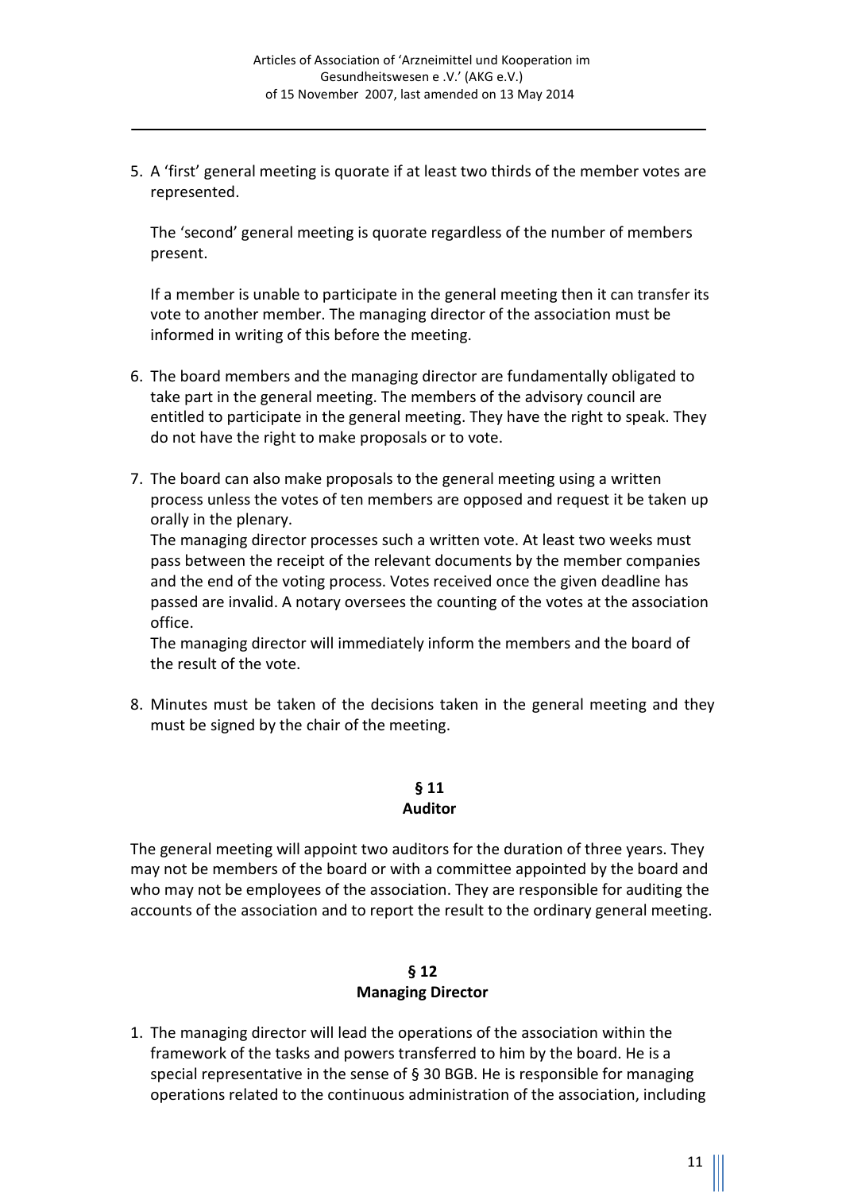5. A 'first' general meeting is quorate if at least two thirds of the member votes are represented.

   The 'second' general meeting is quorate regardless of the number of members present.

   If a member is unable to participate in the general meeting then it can transfer its vote to another member. The managing director of the association must be informed in writing of this before the meeting.

6. The board members and the managing director are fundamentally obligated to take part in the general meeting. The members of the advisory council are entitled to participate in the general meeting. They have the right to speak. They do not have the right to make proposals or to vote.

7. The board can also make proposals to the general meeting using a written process unless the votes of ten members are opposed and request it be taken up orally in the plenary.
   The managing director processes such a written vote. At least two weeks must pass between the receipt of the relevant documents by the member companies and the end of the voting process. Votes received once the given deadline has passed are invalid. A notary oversees the counting of the votes at the association office.
   The managing director will immediately inform the members and the board of the result of the vote.

8. Minutes must be taken of the decisions taken in the general meeting and they must be signed by the chair of the meeting.

## § 11
## Auditor

The general meeting will appoint two auditors for the duration of three years. They may not be members of the board or with a committee appointed by the board and who may not be employees of the association. They are responsible for auditing the accounts of the association and to report the result to the ordinary general meeting.

## § 12
## Managing Director

1. The managing director will lead the operations of the association within the framework of the tasks and powers transferred to him by the board. He is a special representative in the sense of § 30 BGB. He is responsible for managing operations related to the continuous administration of the association, including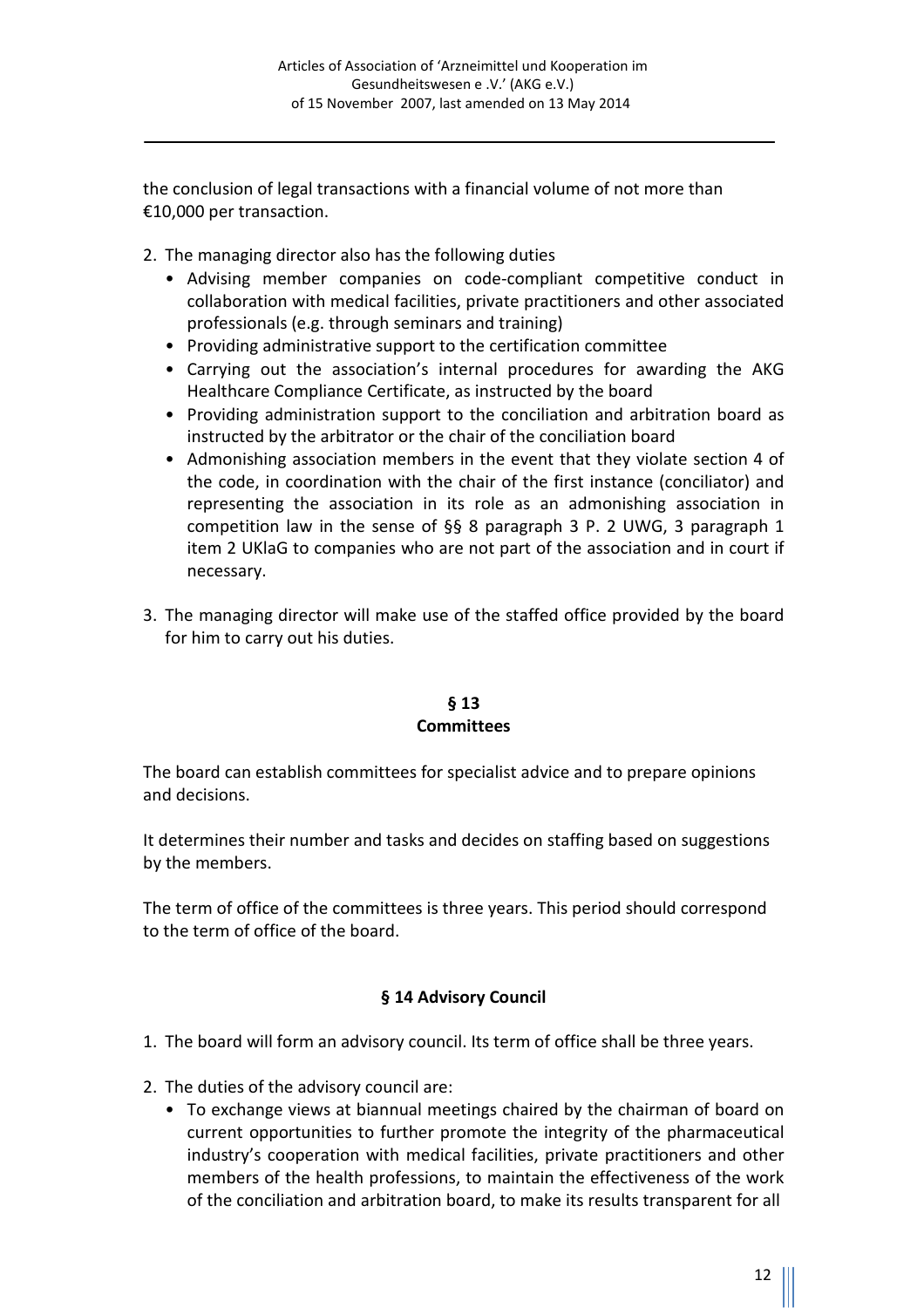the conclusion of legal transactions with a financial volume of not more than €10,000 per transaction.

2. The managing director also has the following duties
   - Advising member companies on code-compliant competitive conduct in collaboration with medical facilities, private practitioners and other associated professionals (e.g. through seminars and training)
   - Providing administrative support to the certification committee
   - Carrying out the association's internal procedures for awarding the AKG Healthcare Compliance Certificate, as instructed by the board
   - Providing administration support to the conciliation and arbitration board as instructed by the arbitrator or the chair of the conciliation board
   - Admonishing association members in the event that they violate section 4 of the code, in coordination with the chair of the first instance (conciliator) and representing the association in its role as an admonishing association in competition law in the sense of §§ 8 paragraph 3 P. 2 UWG, 3 paragraph 1 item 2 UKlaG to companies who are not part of the association and in court if necessary.

3. The managing director will make use of the staffed office provided by the board for him to carry out his duties.

## § 13
## Committees

The board can establish committees for specialist advice and to prepare opinions and decisions.

It determines their number and tasks and decides on staffing based on suggestions by the members.

The term of office of the committees is three years. This period should correspond to the term of office of the board.

## § 14 Advisory Council

1. The board will form an advisory council. Its term of office shall be three years.

2. The duties of the advisory council are:
   - To exchange views at biannual meetings chaired by the chairman of board on current opportunities to further promote the integrity of the pharmaceutical industry's cooperation with medical facilities, private practitioners and other members of the health professions, to maintain the effectiveness of the work of the conciliation and arbitration board, to make its results transparent for all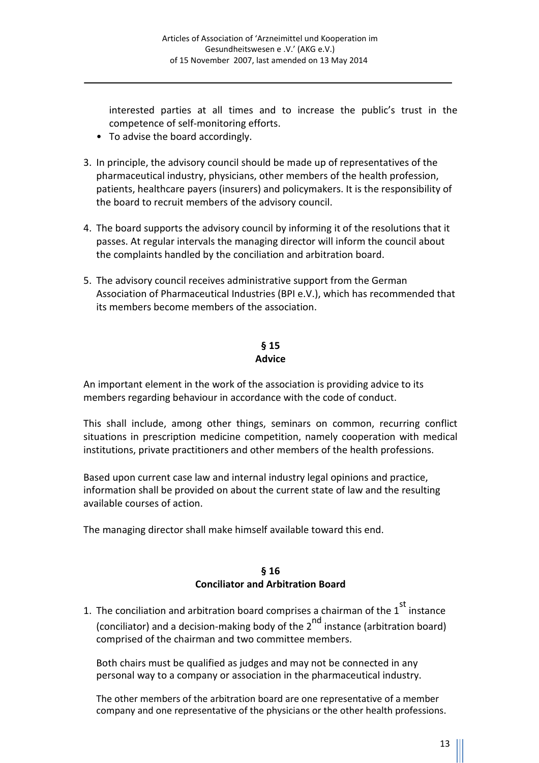interested parties at all times and to increase the public's trust in the competence of self-monitoring efforts.
- To advise the board accordingly.

3. In principle, the advisory council should be made up of representatives of the pharmaceutical industry, physicians, other members of the health profession, patients, healthcare payers (insurers) and policymakers. It is the responsibility of the board to recruit members of the advisory council.

4. The board supports the advisory council by informing it of the resolutions that it passes. At regular intervals the managing director will inform the council about the complaints handled by the conciliation and arbitration board.

5. The advisory council receives administrative support from the German Association of Pharmaceutical Industries (BPI e.V.), which has recommended that its members become members of the association.

## § 15
## Advice

An important element in the work of the association is providing advice to its members regarding behaviour in accordance with the code of conduct.

This shall include, among other things, seminars on common, recurring conflict situations in prescription medicine competition, namely cooperation with medical institutions, private practitioners and other members of the health professions.

Based upon current case law and internal industry legal opinions and practice, information shall be provided on about the current state of law and the resulting available courses of action.

The managing director shall make himself available toward this end.

## § 16
## Conciliator and Arbitration Board

1. The conciliation and arbitration board comprises a chairman of the 1st instance (conciliator) and a decision-making body of the 2nd instance (arbitration board) comprised of the chairman and two committee members.

   Both chairs must be qualified as judges and may not be connected in any personal way to a company or association in the pharmaceutical industry.

   The other members of the arbitration board are one representative of a member company and one representative of the physicians or the other health professions.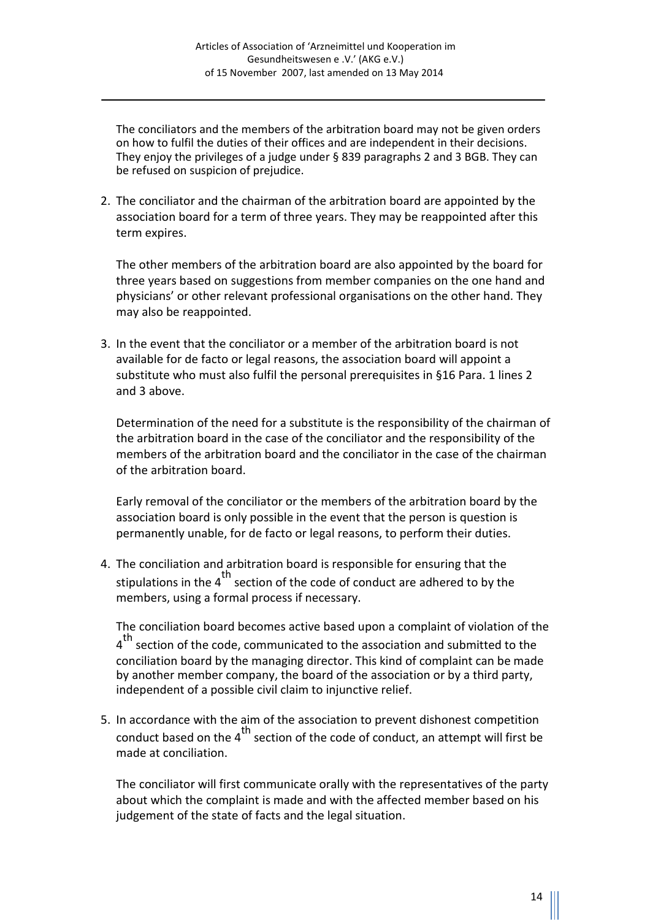The conciliators and the members of the arbitration board may not be given orders on how to fulfil the duties of their offices and are independent in their decisions. They enjoy the privileges of a judge under § 839 paragraphs 2 and 3 BGB. They can be refused on suspicion of prejudice.

2. The conciliator and the chairman of the arbitration board are appointed by the association board for a term of three years. They may be reappointed after this term expires.

   The other members of the arbitration board are also appointed by the board for three years based on suggestions from member companies on the one hand and physicians' or other relevant professional organisations on the other hand. They may also be reappointed.

3. In the event that the conciliator or a member of the arbitration board is not available for de facto or legal reasons, the association board will appoint a substitute who must also fulfil the personal prerequisites in §16 Para. 1 lines 2 and 3 above.

   Determination of the need for a substitute is the responsibility of the chairman of the arbitration board in the case of the conciliator and the responsibility of the members of the arbitration board and the conciliator in the case of the chairman of the arbitration board.

   Early removal of the conciliator or the members of the arbitration board by the association board is only possible in the event that the person is question is permanently unable, for de facto or legal reasons, to perform their duties.

4. The conciliation and arbitration board is responsible for ensuring that the stipulations in the 4th section of the code of conduct are adhered to by the members, using a formal process if necessary.

   The conciliation board becomes active based upon a complaint of violation of the 4th section of the code, communicated to the association and submitted to the conciliation board by the managing director. This kind of complaint can be made by another member company, the board of the association or by a third party, independent of a possible civil claim to injunctive relief.

5. In accordance with the aim of the association to prevent dishonest competition conduct based on the 4th section of the code of conduct, an attempt will first be made at conciliation.

   The conciliator will first communicate orally with the representatives of the party about which the complaint is made and with the affected member based on his judgement of the state of facts and the legal situation.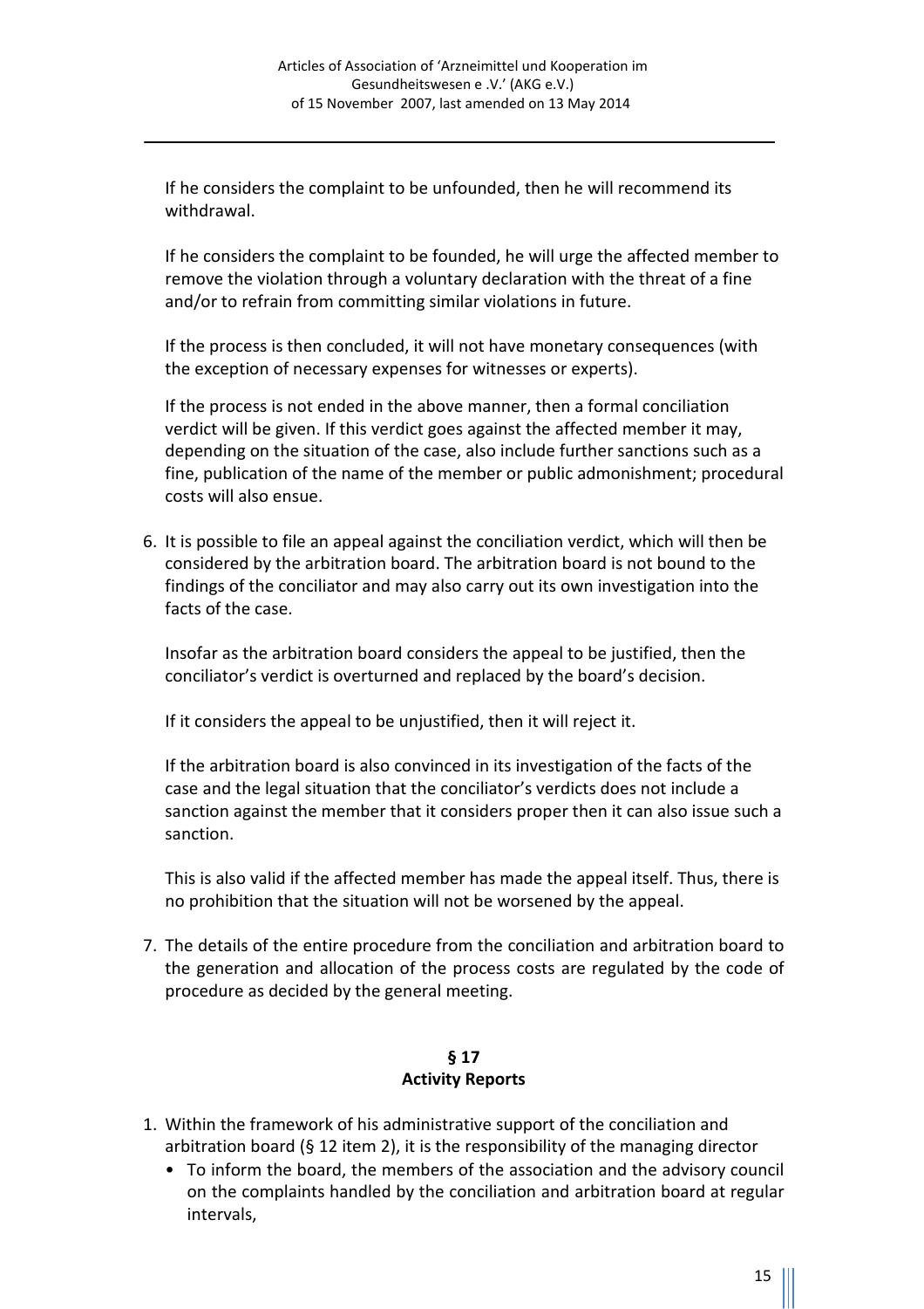If he considers the complaint to be unfounded, then he will recommend its withdrawal.

If he considers the complaint to be founded, he will urge the affected member to remove the violation through a voluntary declaration with the threat of a fine and/or to refrain from committing similar violations in future.

If the process is then concluded, it will not have monetary consequences (with the exception of necessary expenses for witnesses or experts).

If the process is not ended in the above manner, then a formal conciliation verdict will be given. If this verdict goes against the affected member it may, depending on the situation of the case, also include further sanctions such as a fine, publication of the name of the member or public admonishment; procedural costs will also ensue.

6. It is possible to file an appeal against the conciliation verdict, which will then be considered by the arbitration board. The arbitration board is not bound to the findings of the conciliator and may also carry out its own investigation into the facts of the case.

   Insofar as the arbitration board considers the appeal to be justified, then the conciliator's verdict is overturned and replaced by the board's decision.

   If it considers the appeal to be unjustified, then it will reject it.

   If the arbitration board is also convinced in its investigation of the facts of the case and the legal situation that the conciliator's verdicts does not include a sanction against the member that it considers proper then it can also issue such a sanction.

   This is also valid if the affected member has made the appeal itself. Thus, there is no prohibition that the situation will not be worsened by the appeal.

7. The details of the entire procedure from the conciliation and arbitration board to the generation and allocation of the process costs are regulated by the code of procedure as decided by the general meeting.

## § 17
## Activity Reports

1. Within the framework of his administrative support of the conciliation and arbitration board (§ 12 item 2), it is the responsibility of the managing director
   - To inform the board, the members of the association and the advisory council on the complaints handled by the conciliation and arbitration board at regular intervals,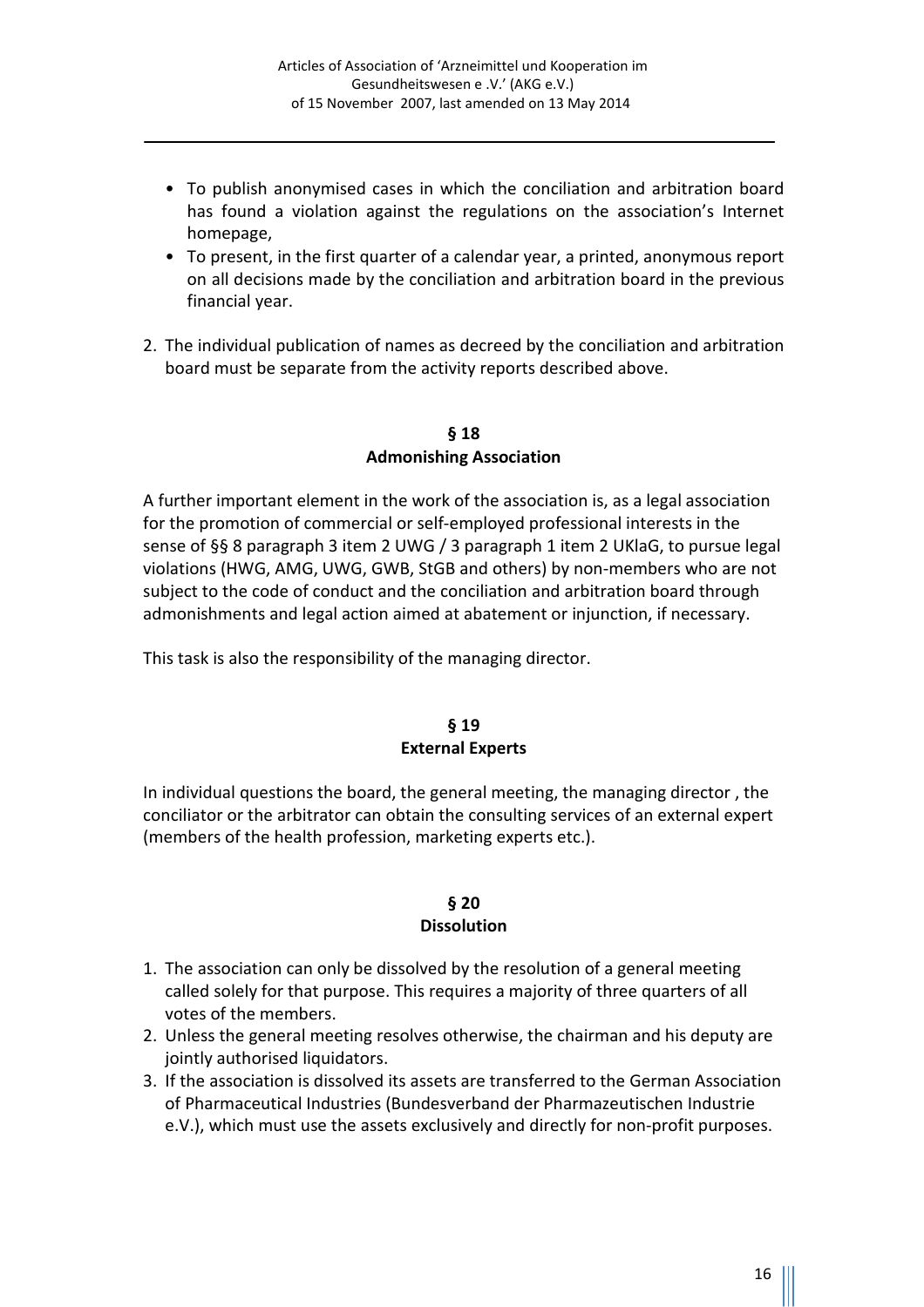- To publish anonymised cases in which the conciliation and arbitration board has found a violation against the regulations on the association's Internet homepage,
- To present, in the first quarter of a calendar year, a printed, anonymous report on all decisions made by the conciliation and arbitration board in the previous financial year.

2. The individual publication of names as decreed by the conciliation and arbitration board must be separate from the activity reports described above.

## § 18
## Admonishing Association

A further important element in the work of the association is, as a legal association for the promotion of commercial or self-employed professional interests in the sense of §§ 8 paragraph 3 item 2 UWG / 3 paragraph 1 item 2 UKlaG, to pursue legal violations (HWG, AMG, UWG, GWB, StGB and others) by non-members who are not subject to the code of conduct and the conciliation and arbitration board through admonishments and legal action aimed at abatement or injunction, if necessary.

This task is also the responsibility of the managing director.

## § 19
## External Experts

In individual questions the board, the general meeting, the managing director , the conciliator or the arbitrator can obtain the consulting services of an external expert (members of the health profession, marketing experts etc.).

## § 20
## Dissolution

1. The association can only be dissolved by the resolution of a general meeting called solely for that purpose. This requires a majority of three quarters of all votes of the members.
2. Unless the general meeting resolves otherwise, the chairman and his deputy are jointly authorised liquidators.
3. If the association is dissolved its assets are transferred to the German Association of Pharmaceutical Industries (Bundesverband der Pharmazeutischen Industrie e.V.), which must use the assets exclusively and directly for non-profit purposes.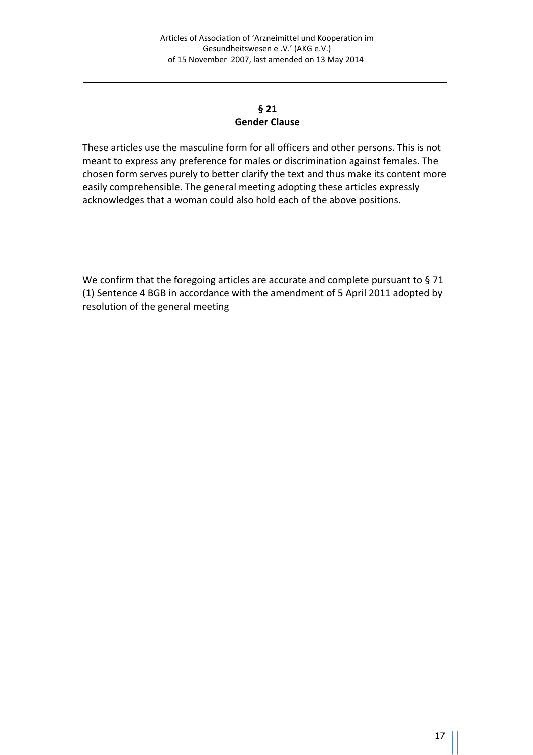## § 21
## Gender Clause

These articles use the masculine form for all officers and other persons. This is not meant to express any preference for males or discrimination against females. The chosen form serves purely to better clarify the text and thus make its content more easily comprehensible. The general meeting adopting these articles expressly acknowledges that a woman could also hold each of the above positions.

\_\_\_\_\_\_\_\_\_\_\_\_\_\_\_\_\_\_\_\_\_\_\_\_\_\_\_\_\_\_\_\_ \_\_\_\_\_\_\_\_\_\_\_\_\_\_\_\_\_\_\_\_\_\_\_\_\_\_\_\_\_\_\_\_

We confirm that the foregoing articles are accurate and complete pursuant to § 71 (1) Sentence 4 BGB in accordance with the amendment of 5 April 2011 adopted by resolution of the general meeting